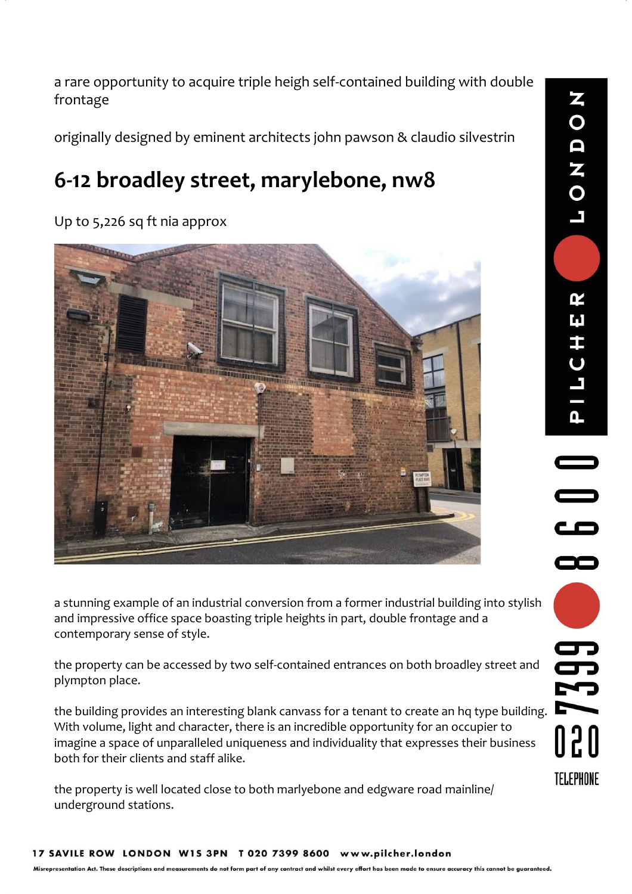a rare opportunity to acquire triple heigh self-contained building with double frontage

originally designed by eminent architects john pawson & claudio silvestrin

# 6-12 broadley street, marylebone, nw8

Up to 5,226 sq ft nia approx

a stunning example of an industrial conversion from a former industrial building into stylish and impressive office space boasting triple heights in part, double frontage and a contemporary sense of style.

the property can be accessed by two self-contained entrances on both broadley street and plympton place.

the building provides an interesting blank canvass for a tenant to create an hq type building. With volume, light and character, there is an incredible opportunity for an occupier to imagine a space of unparalleled uniqueness and individuality that expresses their business both for their clients and staff alike.

the property is well located close to both marlyebone and edgware road mainline/ underground stations.

PILCHER LONDON

TELEPHONE 020 7399 8600

**17 SAVILE ROW LONDON W1S 3PN T 020 7399 8600 www.pilcher.london**

**Misrepresentation Act. These descriptions and measurements do not form part of any contract and whilst every effort has been made to ensure accuracy this cannot be guaranteed.**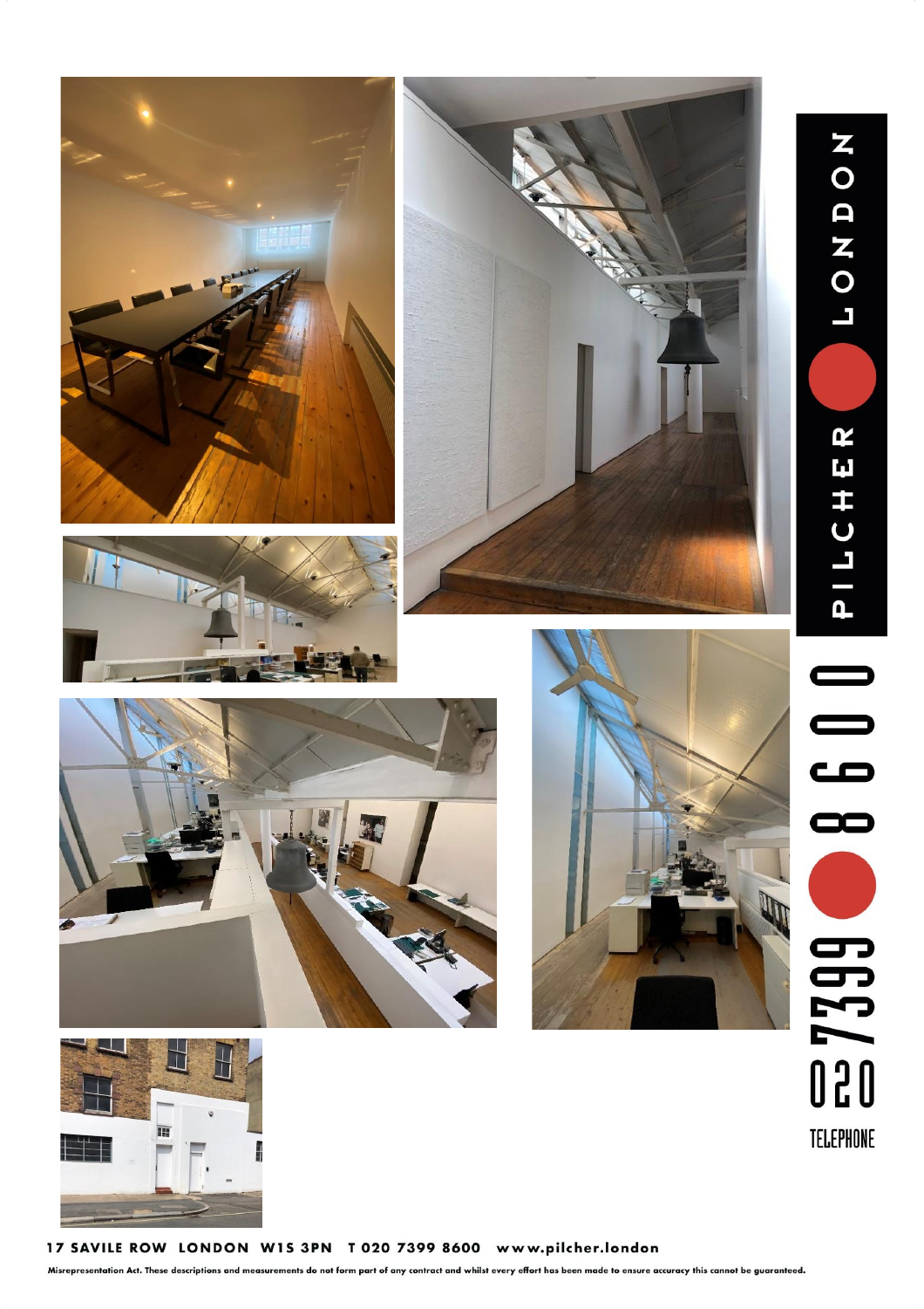PILCHER LONDON

020 7399 8600

TELEPHONE

17 SAVILE ROW LONDON W1S 3PN T 020 7399 8600 www.pilcher.london

Misrepresentation Act. These descriptions and measurements do not form part of any contract and whilst every effort has been made to ensure accuracy this cannot be guaranteed.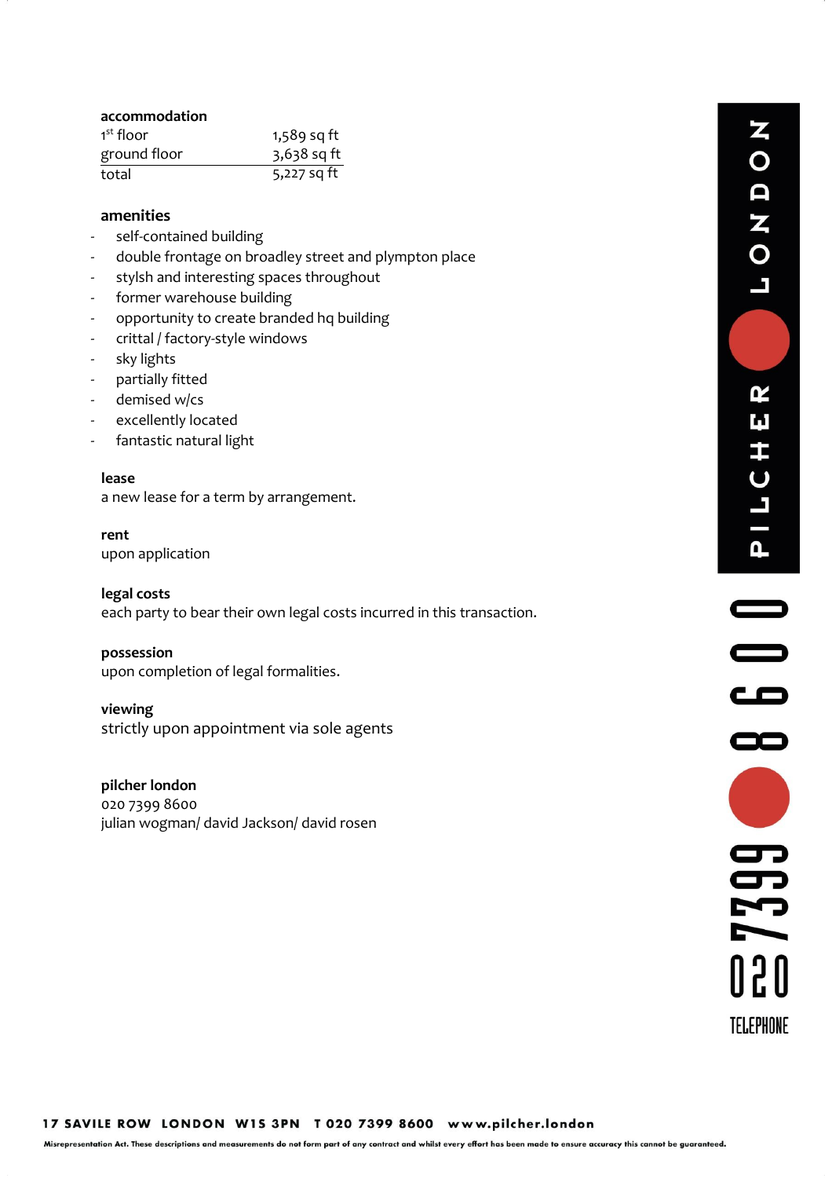**accommodation**

| | |
|---|---|
| 1st floor | 1,589 sq ft |
| ground floor | 3,638 sq ft |
| total | 5,227 sq ft |

**amenities**

- self-contained building
- double frontage on broadley street and plympton place
- stylsh and interesting spaces throughout
- former warehouse building
- opportunity to create branded hq building
- crittal / factory-style windows
- sky lights
- partially fitted
- demised w/cs
- excellently located
- fantastic natural light

**lease**

a new lease for a term by arrangement.

**rent**

upon application

**legal costs**

each party to bear their own legal costs incurred in this transaction.

**possession**

upon completion of legal formalities.

**viewing**

strictly upon appointment via sole agents

**pilcher london**

020 7399 8600

julian wogman/ david Jackson/ david rosen

PILCHER LONDON

TELEPHONE 020 7399 8600

**17 SAVILE ROW LONDON W1S 3PN T 020 7399 8600 www.pilcher.london**

Misrepresentation Act. These descriptions and measurements do not form part of any contract and whilst every effort has been made to ensure accuracy this cannot be guaranteed.